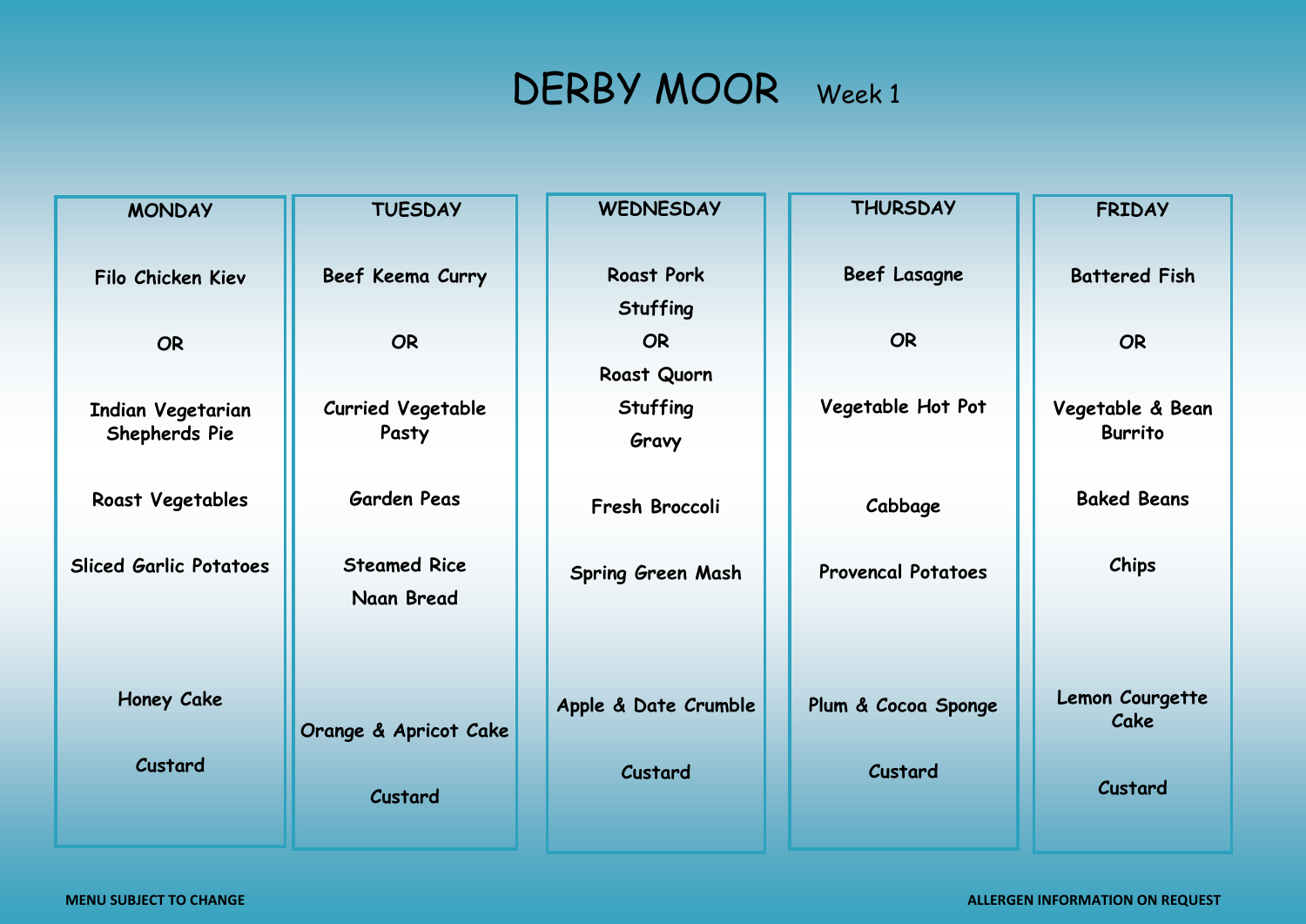# DERBY MOOR Week 1

| MONDAY | TUESDAY | WEDNESDAY | THURSDAY | FRIDAY |
| --- | --- | --- | --- | --- |
| Filo Chicken Kiev | Beef Keema Curry | Roast Pork<br>Stuffing | Beef Lasagne | Battered Fish |
| OR | OR | OR | OR | OR |
| Indian Vegetarian Shepherds Pie | Curried Vegetable Pasty | Roast Quorn<br>Stuffing<br>Gravy | Vegetable Hot Pot | Vegetable & Bean Burrito |
| Roast Vegetables | Garden Peas | Fresh Broccoli | Cabbage | Baked Beans |
| Sliced Garlic Potatoes | Steamed Rice<br>Naan Bread | Spring Green Mash | Provencal Potatoes | Chips |
| Honey Cake | Orange & Apricot Cake | Apple & Date Crumble | Plum & Cocoa Sponge | Lemon Courgette Cake |
| Custard | Custard | Custard | Custard | Custard |

MENU SUBJECT TO CHANGE

ALLERGEN INFORMATION ON REQUEST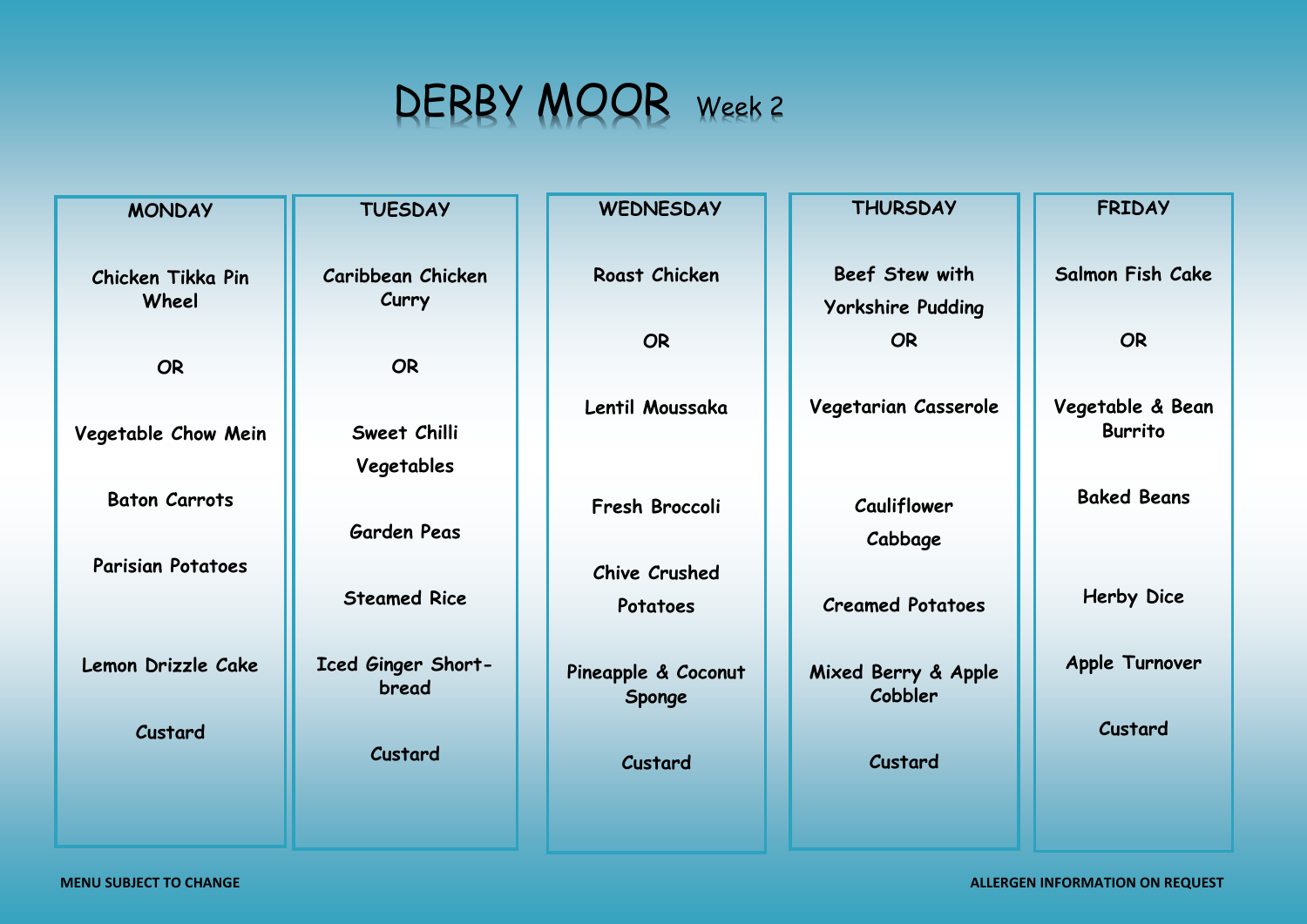# DERBY MOOR Week 2

| MONDAY | TUESDAY | WEDNESDAY | THURSDAY | FRIDAY |
| --- | --- | --- | --- | --- |
| Chicken Tikka Pin Wheel | Caribbean Chicken Curry | Roast Chicken | Beef Stew with Yorkshire Pudding | Salmon Fish Cake |
| OR | OR | OR | OR | OR |
| Vegetable Chow Mein | Sweet Chilli Vegetables | Lentil Moussaka | Vegetarian Casserole | Vegetable & Bean Burrito |
| Baton Carrots | Garden Peas | Fresh Broccoli | Cauliflower Cabbage | Baked Beans |
| Parisian Potatoes | Steamed Rice | Chive Crushed Potatoes | Creamed Potatoes | Herby Dice |
| Lemon Drizzle Cake | Iced Ginger Short-bread | Pineapple & Coconut Sponge | Mixed Berry & Apple Cobbler | Apple Turnover |
| Custard | Custard | Custard | Custard | Custard |

**MENU SUBJECT TO CHANGE**

**ALLERGEN INFORMATION ON REQUEST**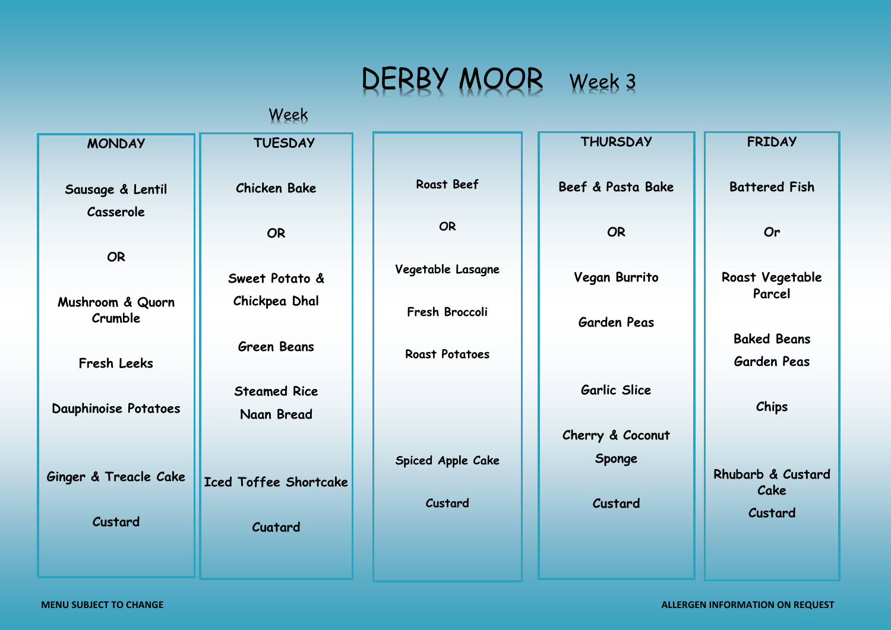# DERBY MOOR Week 3

Week

| MONDAY | TUESDAY | | THURSDAY | FRIDAY |
|---|---|---|---|---|
| Sausage & Lentil Casserole | Chicken Bake | Roast Beef | Beef & Pasta Bake | Battered Fish |
| OR | OR | OR | OR | Or |
| Mushroom & Quorn Crumble | Sweet Potato & Chickpea Dhal | Vegetable Lasagne | Vegan Burrito | Roast Vegetable Parcel |
| Fresh Leeks | Green Beans | Fresh Broccoli | Garden Peas | Baked Beans Garden Peas |
| Dauphinoise Potatoes | Steamed Rice Naan Bread | Roast Potatoes | Garlic Slice | Chips |
| Ginger & Treacle Cake | Iced Toffee Shortcake | Spiced Apple Cake | Cherry & Coconut Sponge | Rhubarb & Custard Cake |
| Custard | Cuatard | Custard | Custard | Custard |

MENU SUBJECT TO CHANGE

ALLERGEN INFORMATION ON REQUEST